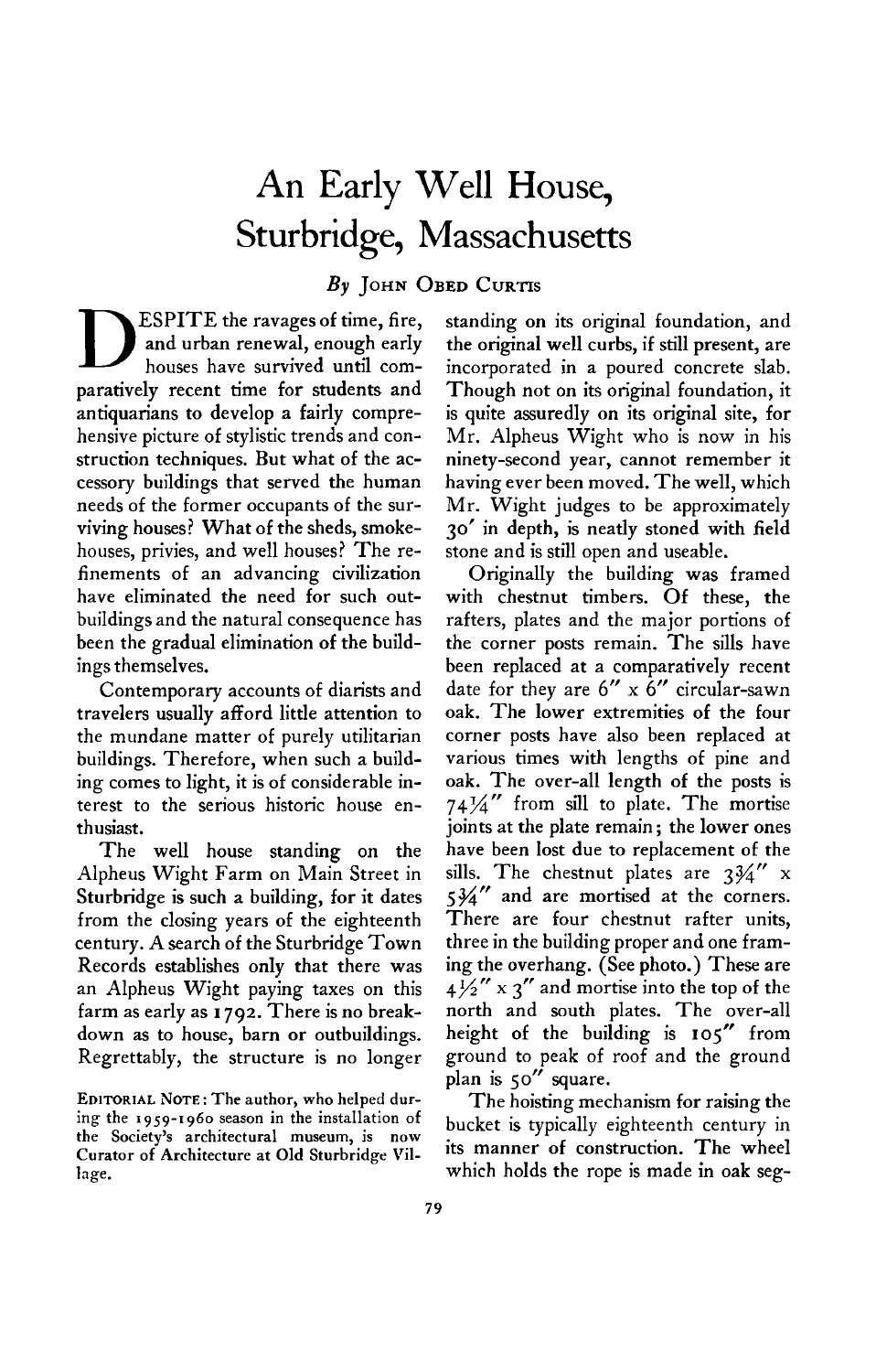# An Early Well House, Sturbridge, Massachusetts

*By* John Obed Curtis

DESPITE the ravages of time, fire, and urban renewal, enough early houses have survived until comparatively recent time for students and antiquarians to develop a fairly comprehensive picture of stylistic trends and construction techniques. But what of the accessory buildings that served the human needs of the former occupants of the surviving houses? What of the sheds, smokehouses, privies, and well houses? The refinements of an advancing civilization have eliminated the need for such outbuildings and the natural consequence has been the gradual elimination of the buildings themselves.

Contemporary accounts of diarists and travelers usually afford little attention to the mundane matter of purely utilitarian buildings. Therefore, when such a building comes to light, it is of considerable interest to the serious historic house enthusiast.

The well house standing on the Alpheus Wight Farm on Main Street in Sturbridge is such a building, for it dates from the closing years of the eighteenth century. A search of the Sturbridge Town Records establishes only that there was an Alpheus Wight paying taxes on this farm as early as 1792. There is no breakdown as to house, barn or outbuildings. Regrettably, the structure is no longer standing on its original foundation, and the original well curbs, if still present, are incorporated in a poured concrete slab. Though not on its original foundation, it is quite assuredly on its original site, for Mr. Alpheus Wight who is now in his ninety-second year, cannot remember it having ever been moved. The well, which Mr. Wight judges to be approximately 30′ in depth, is neatly stoned with field stone and is still open and useable.

Originally the building was framed with chestnut timbers. Of these, the rafters, plates and the major portions of the corner posts remain. The sills have been replaced at a comparatively recent date for they are 6″ x 6″ circular-sawn oak. The lower extremities of the four corner posts have also been replaced at various times with lengths of pine and oak. The over-all length of the posts is 74¼″ from sill to plate. The mortise joints at the plate remain; the lower ones have been lost due to replacement of the sills. The chestnut plates are 3¾″ x 5¾″ and are mortised at the corners. There are four chestnut rafter units, three in the building proper and one framing the overhang. (See photo.) These are 4½″ x 3″ and mortise into the top of the north and south plates. The over-all height of the building is 105″ from ground to peak of roof and the ground plan is 50″ square.

The hoisting mechanism for raising the bucket is typically eighteenth century in its manner of construction. The wheel which holds the rope is made in oak seg-

Editorial Note: The author, who helped during the 1959-1960 season in the installation of the Society's architectural museum, is now Curator of Architecture at Old Sturbridge Village.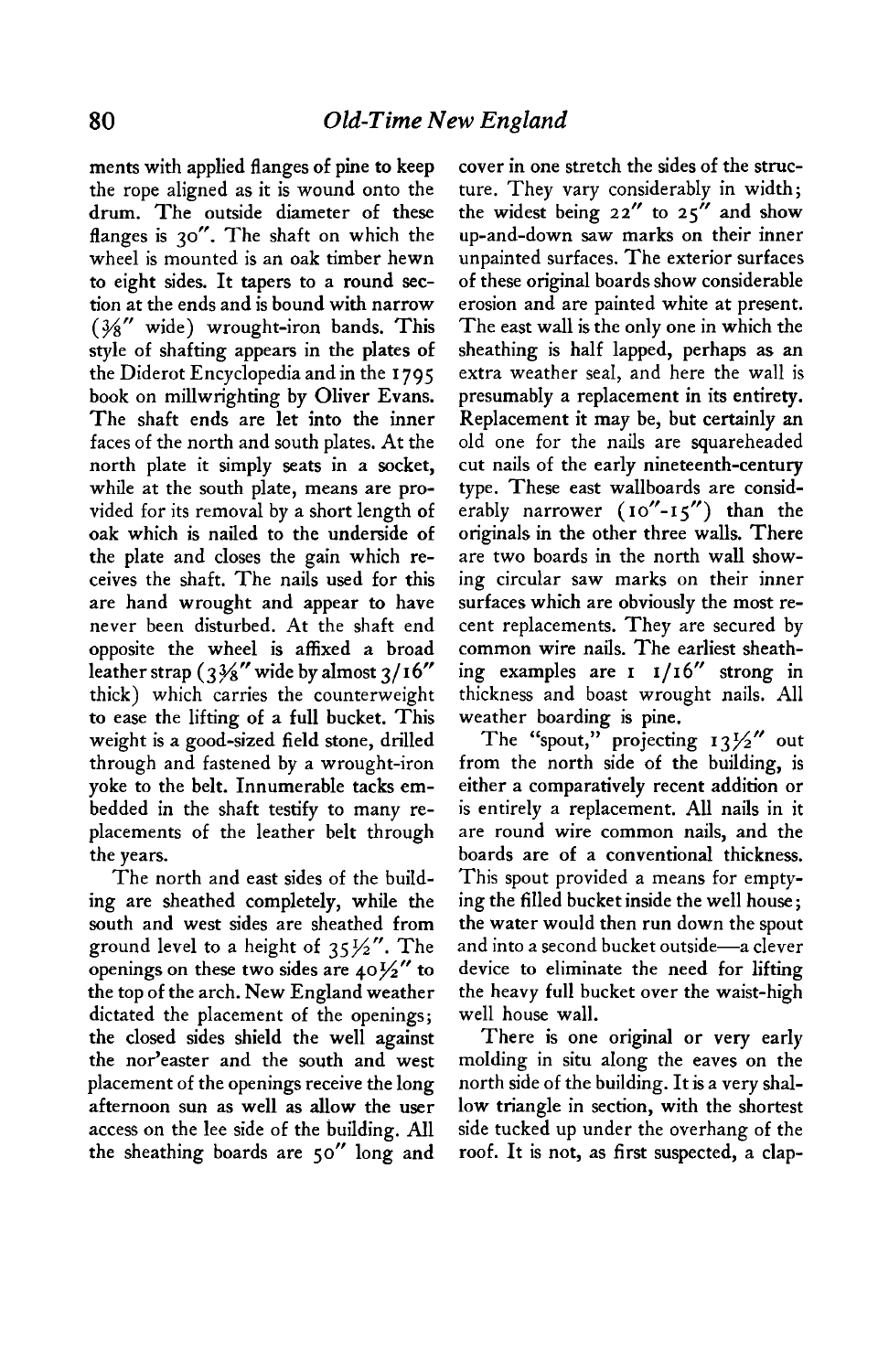ments with applied flanges of pine to keep the rope aligned as it is wound onto the drum. The outside diameter of these flanges is 30″. The shaft on which the wheel is mounted is an oak timber hewn to eight sides. It tapers to a round section at the ends and is bound with narrow (3/8″ wide) wrought-iron bands. This style of shafting appears in the plates of the Diderot Encyclopedia and in the 1795 book on millwrighting by Oliver Evans. The shaft ends are let into the inner faces of the north and south plates. At the north plate it simply seats in a socket, while at the south plate, means are provided for its removal by a short length of oak which is nailed to the underside of the plate and closes the gain which receives the shaft. The nails used for this are hand wrought and appear to have never been disturbed. At the shaft end opposite the wheel is affixed a broad leather strap (3 3/8″ wide by almost 3/16″ thick) which carries the counterweight to ease the lifting of a full bucket. This weight is a good-sized field stone, drilled through and fastened by a wrought-iron yoke to the belt. Innumerable tacks embedded in the shaft testify to many replacements of the leather belt through the years.

The north and east sides of the building are sheathed completely, while the south and west sides are sheathed from ground level to a height of 35½″. The openings on these two sides are 40½″ to the top of the arch. New England weather dictated the placement of the openings; the closed sides shield the well against the nor'easter and the south and west placement of the openings receive the long afternoon sun as well as allow the user access on the lee side of the building. All the sheathing boards are 50″ long and cover in one stretch the sides of the structure. They vary considerably in width; the widest being 22″ to 25″ and show up-and-down saw marks on their inner unpainted surfaces. The exterior surfaces of these original boards show considerable erosion and are painted white at present. The east wall is the only one in which the sheathing is half lapped, perhaps as an extra weather seal, and here the wall is presumably a replacement in its entirety. Replacement it may be, but certainly an old one for the nails are squareheaded cut nails of the early nineteenth-century type. These east wallboards are considerably narrower (10″-15″) than the originals in the other three walls. There are two boards in the north wall showing circular saw marks on their inner surfaces which are obviously the most recent replacements. They are secured by common wire nails. The earliest sheathing examples are 1 1/16″ strong in thickness and boast wrought nails. All weather boarding is pine.

The "spout," projecting 13½″ out from the north side of the building, is either a comparatively recent addition or is entirely a replacement. All nails in it are round wire common nails, and the boards are of a conventional thickness. This spout provided a means for emptying the filled bucket inside the well house; the water would then run down the spout and into a second bucket outside—a clever device to eliminate the need for lifting the heavy full bucket over the waist-high well house wall.

There is one original or very early molding in situ along the eaves on the north side of the building. It is a very shallow triangle in section, with the shortest side tucked up under the overhang of the roof. It is not, as first suspected, a clap-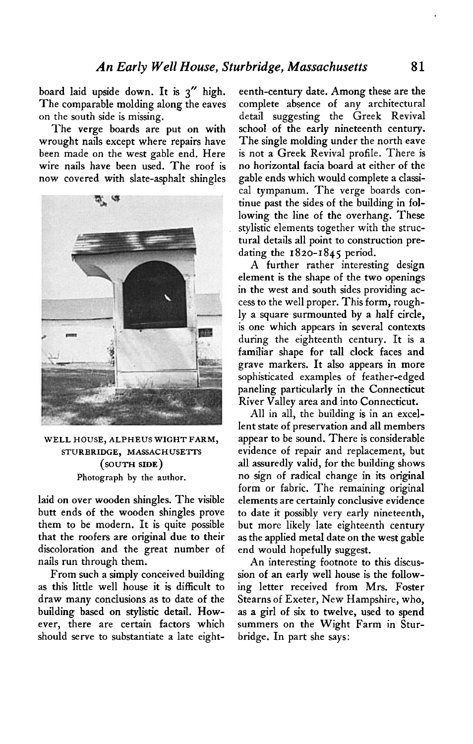board laid upside down. It is 3″ high. The comparable molding along the eaves on the south side is missing.

The verge boards are put on with wrought nails except where repairs have been made on the west gable end. Here wire nails have been used. The roof is now covered with slate-asphalt shingles laid on over wooden shingles. The visible butt ends of the wooden shingles prove them to be modern. It is quite possible that the roofers are original due to their discoloration and the great number of nails run through them.

WELL HOUSE, ALPHEUS WIGHT FARM, STURBRIDGE, MASSACHUSETTS (SOUTH SIDE)
Photograph by the author.

From such a simply conceived building as this little well house it is difficult to draw many conclusions as to date of the building based on stylistic detail. However, there are certain factors which should serve to substantiate a late eighteenth-century date. Among these are the complete absence of any architectural detail suggesting the Greek Revival school of the early nineteenth century. The single molding under the north eave is not a Greek Revival profile. There is no horizontal facia board at either of the gable ends which would complete a classical tympanum. The verge boards continue past the sides of the building in following the line of the overhang. These stylistic elements together with the structural details all point to construction predating the 1820-1845 period.

A further rather interesting design element is the shape of the two openings in the west and south sides providing access to the well proper. This form, roughly a square surmounted by a half circle, is one which appears in several contexts during the eighteenth century. It is a familiar shape for tall clock faces and grave markers. It also appears in more sophisticated examples of feather-edged paneling particularly in the Connecticut River Valley area and into Connecticut.

All in all, the building is in an excellent state of preservation and all members appear to be sound. There is considerable evidence of repair and replacement, but all assuredly valid, for the building shows no sign of radical change in its original form or fabric. The remaining original elements are certainly conclusive evidence to date it possibly very early nineteenth, but more likely late eighteenth century as the applied metal date on the west gable end would hopefully suggest.

An interesting footnote to this discussion of an early well house is the following letter received from Mrs. Foster Stearns of Exeter, New Hampshire, who, as a girl of six to twelve, used to spend summers on the Wight Farm in Sturbridge. In part she says: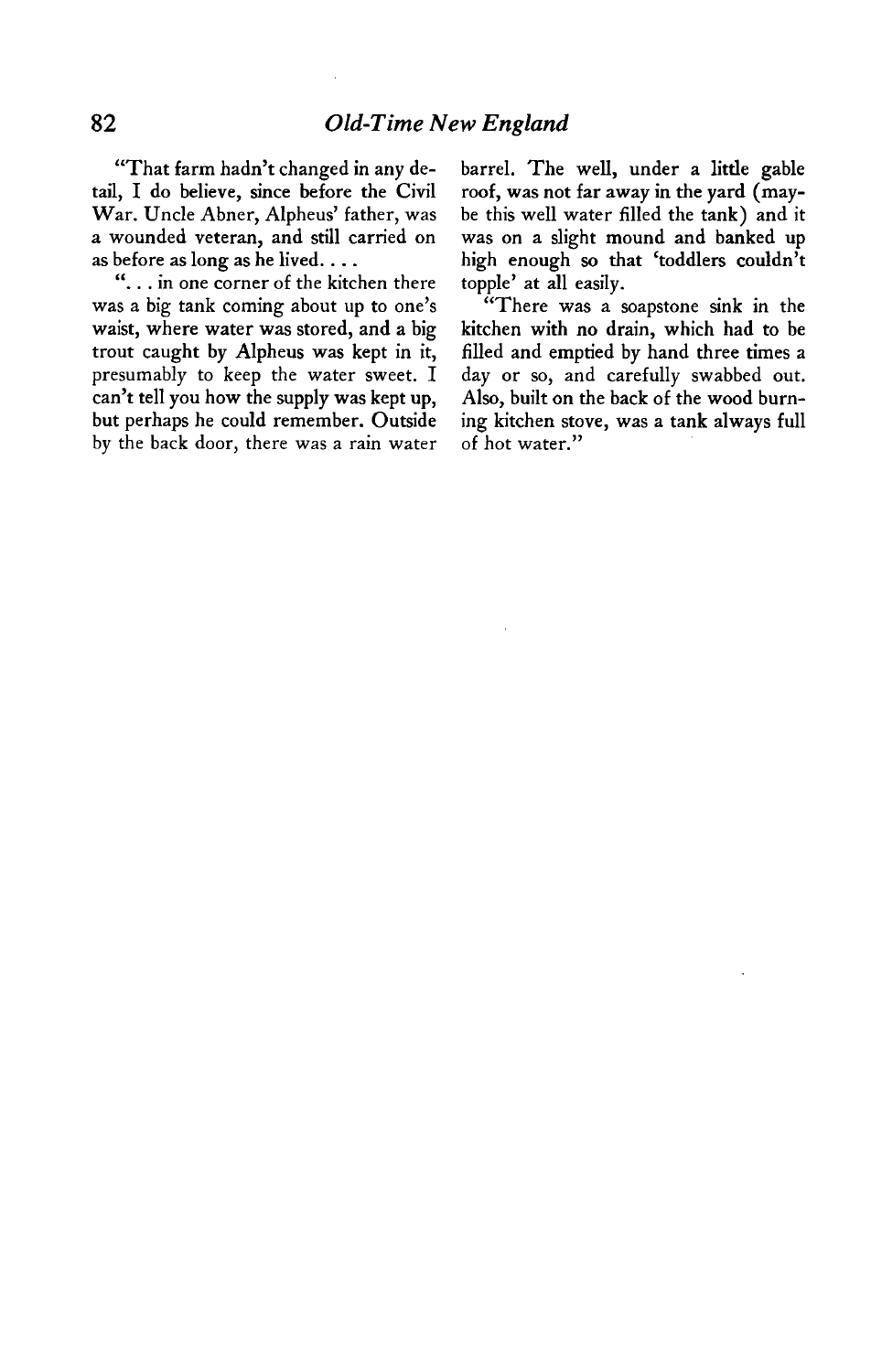"That farm hadn't changed in any detail, I do believe, since before the Civil War. Uncle Abner, Alpheus' father, was a wounded veteran, and still carried on as before as long as he lived. . . .

". . . in one corner of the kitchen there was a big tank coming about up to one's waist, where water was stored, and a big trout caught by Alpheus was kept in it, presumably to keep the water sweet. I can't tell you how the supply was kept up, but perhaps he could remember. Outside by the back door, there was a rain water barrel. The well, under a little gable roof, was not far away in the yard (maybe this well water filled the tank) and it was on a slight mound and banked up high enough so that 'toddlers couldn't topple' at all easily.

"There was a soapstone sink in the kitchen with no drain, which had to be filled and emptied by hand three times a day or so, and carefully swabbed out. Also, built on the back of the wood burning kitchen stove, was a tank always full of hot water."